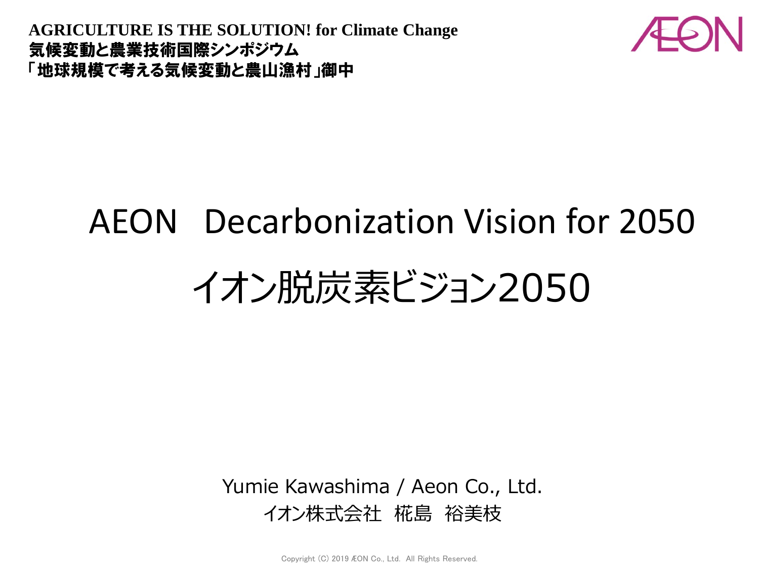**AGRICULTURE IS THE SOLUTION! for Climate Change**
**気候変動と農業技術国際シンポジウム**
**「地球規模で考える気候変動と農山漁村」御中**

AEON

# AEON Decarbonization Vision for 2050

# イオン脱炭素ビジョン2050

Yumie Kawashima / Aeon Co., Ltd.
イオン株式会社　椛島　裕美枝

Copyright (C) 2019 ÆON Co., Ltd. All Rights Reserved.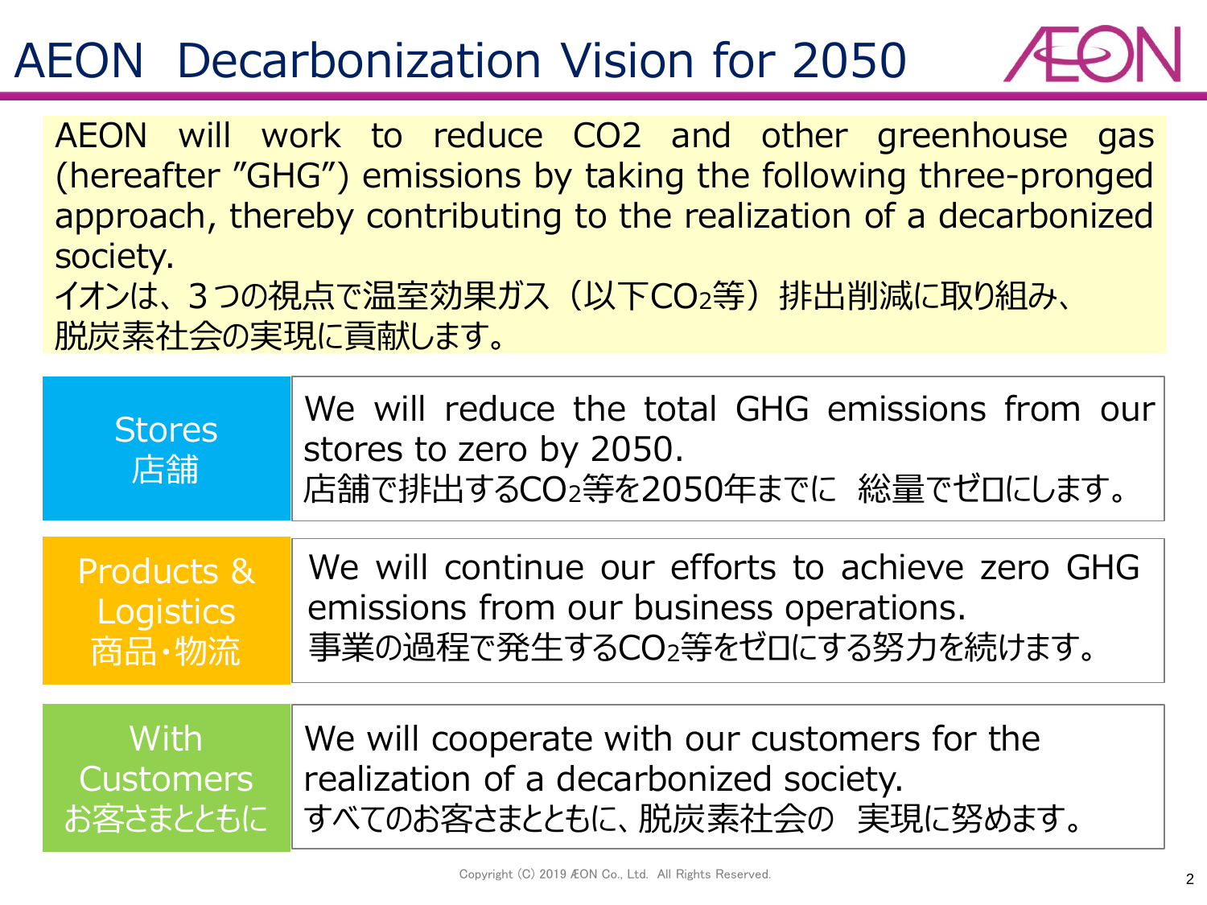# AEON Decarbonization Vision for 2050

AEON will work to reduce CO2 and other greenhouse gas (hereafter "GHG") emissions by taking the following three-pronged approach, thereby contributing to the realization of a decarbonized society.
イオンは、３つの視点で温室効果ガス（以下$CO_2$等）排出削減に取り組み、脱炭素社会の実現に貢献します。

| | |
|---|---|
| Stores 店舗 | We will reduce the total GHG emissions from our stores to zero by 2050. 店舗で排出する$CO_2$等を2050年までに 総量でゼロにします。 |
| Products & Logistics 商品・物流 | We will continue our efforts to achieve zero GHG emissions from our business operations. 事業の過程で発生する$CO_2$等をゼロにする努力を続けます。 |
| With Customers お客さまとともに | We will cooperate with our customers for the realization of a decarbonized society. すべてのお客さまとともに、脱炭素社会の 実現に努めます。 |

Copyright (C) 2019 ÆON Co., Ltd. All Rights Reserved.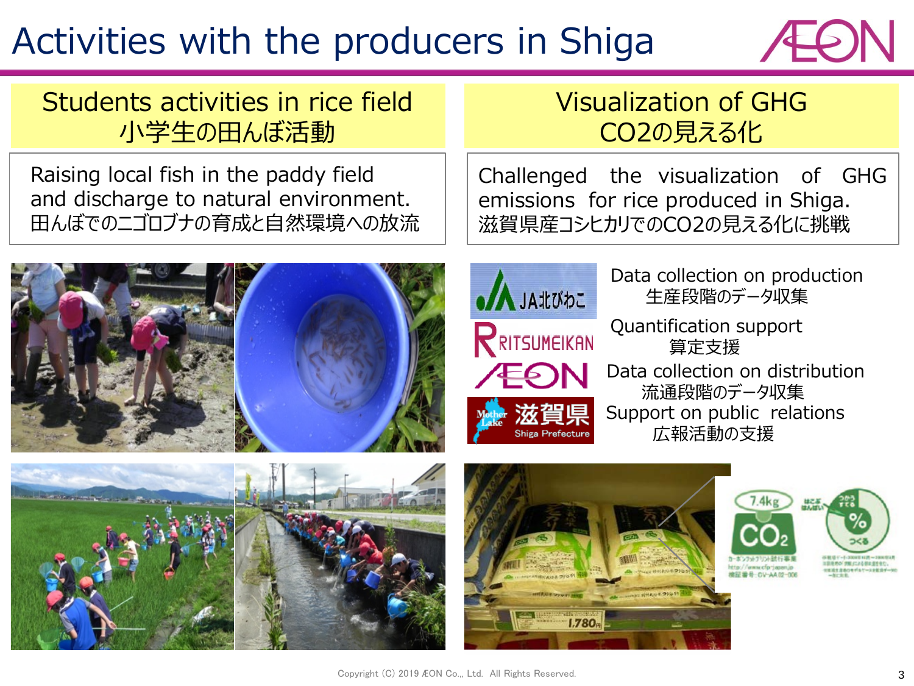# Activities with the producers in Shiga

## Students activities in rice field
## 小学生の田んぼ活動

Raising local fish in the paddy field and discharge to natural environment.
田んぼでのニゴロブナの育成と自然環境への放流

## Visualization of GHG
## $CO_2$の見える化

Challenged the visualization of GHG emissions for rice produced in Shiga.
滋賀県産コシヒカリでの$CO_2$の見える化に挑戦

- JA北びわこ: Data collection on production 生産段階のデータ収集
- RITSUMEIKAN: Quantification support 算定支援
- AEON: Data collection on distribution 流通段階のデータ収集
- 滋賀県 Shiga Prefecture: Support on public relations 広報活動の支援

Copyright (C) 2019 ÆON Co., Ltd. All Rights Reserved.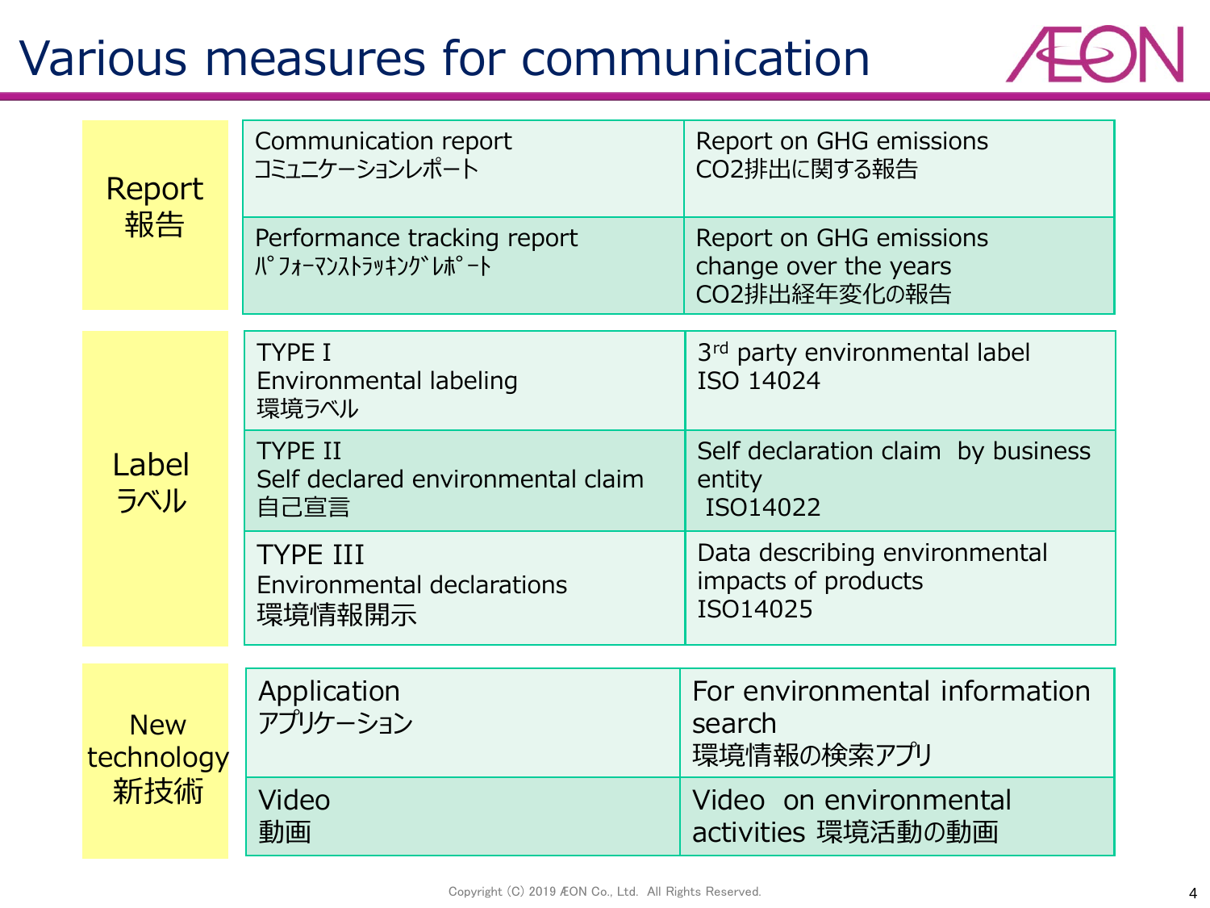# Various measures for communication

| Category | Measure | Description |
| --- | --- | --- |
| Report 報告 | Communication report コミュニケーションレポート | Report on GHG emissions CO2排出に関する報告 |
| | Performance tracking report ﾊﾟﾌｫｰﾏﾝｽﾄﾗｯｷﾝｸﾞﾚﾎﾟｰﾄ | Report on GHG emissions change over the years CO2排出経年変化の報告 |
| Label ラベル | TYPE I Environmental labeling 環境ラベル | 3rd party environmental label ISO 14024 |
| | TYPE II Self declared environmental claim 自己宣言 | Self declaration claim by business entity ISO14022 |
| | TYPE III Environmental declarations 環境情報開示 | Data describing environmental impacts of products ISO14025 |
| New technology 新技術 | Application アプリケーション | For environmental information search 環境情報の検索アプリ |
| | Video 動画 | Video on environmental activities 環境活動の動画 |

Copyright (C) 2019 ÆON Co., Ltd. All Rights Reserved.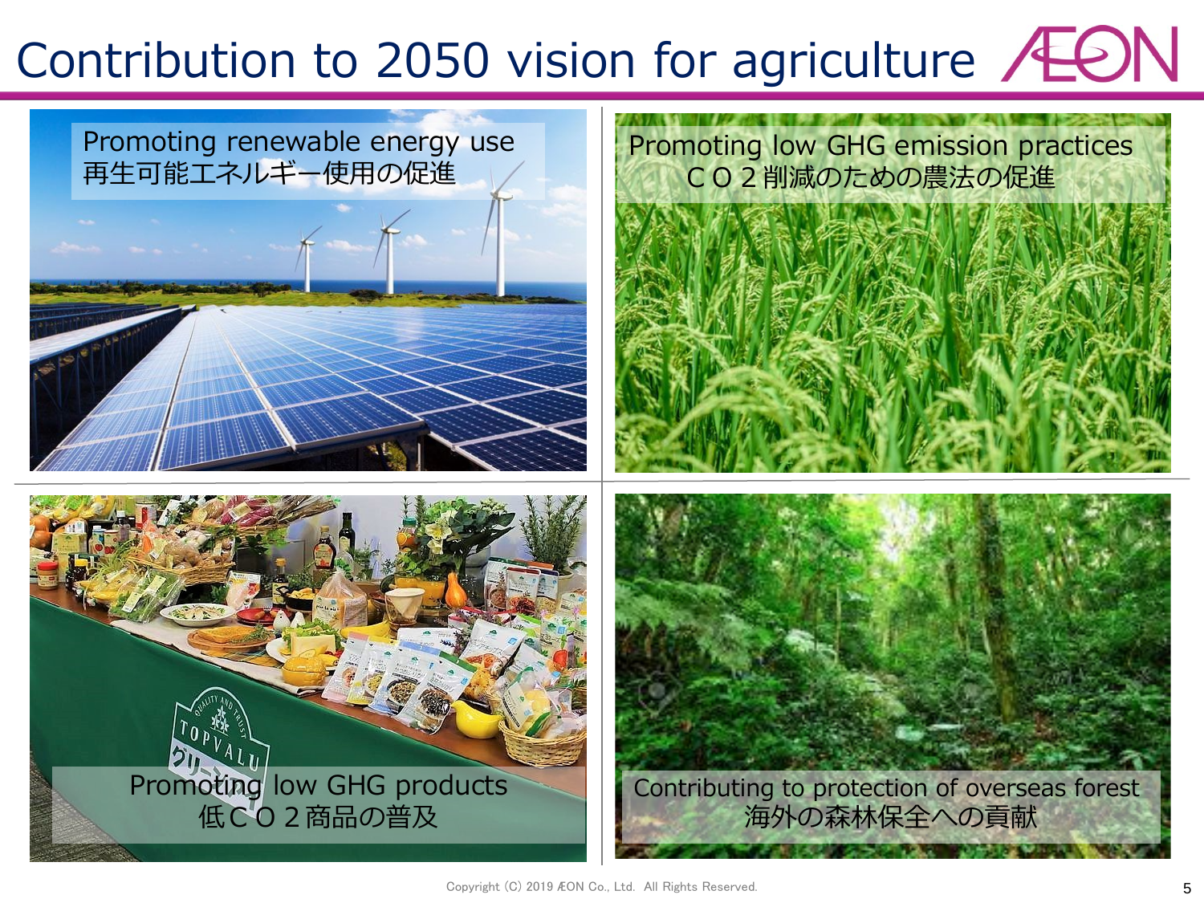# Contribution to 2050 vision for agriculture

Promoting renewable energy use
再生可能エネルギー使用の促進

Promoting low GHG emission practices
ＣＯ２削減のための農法の促進

Promoting low GHG products
低ＣＯ２商品の普及

Contributing to protection of overseas forest
海外の森林保全への貢献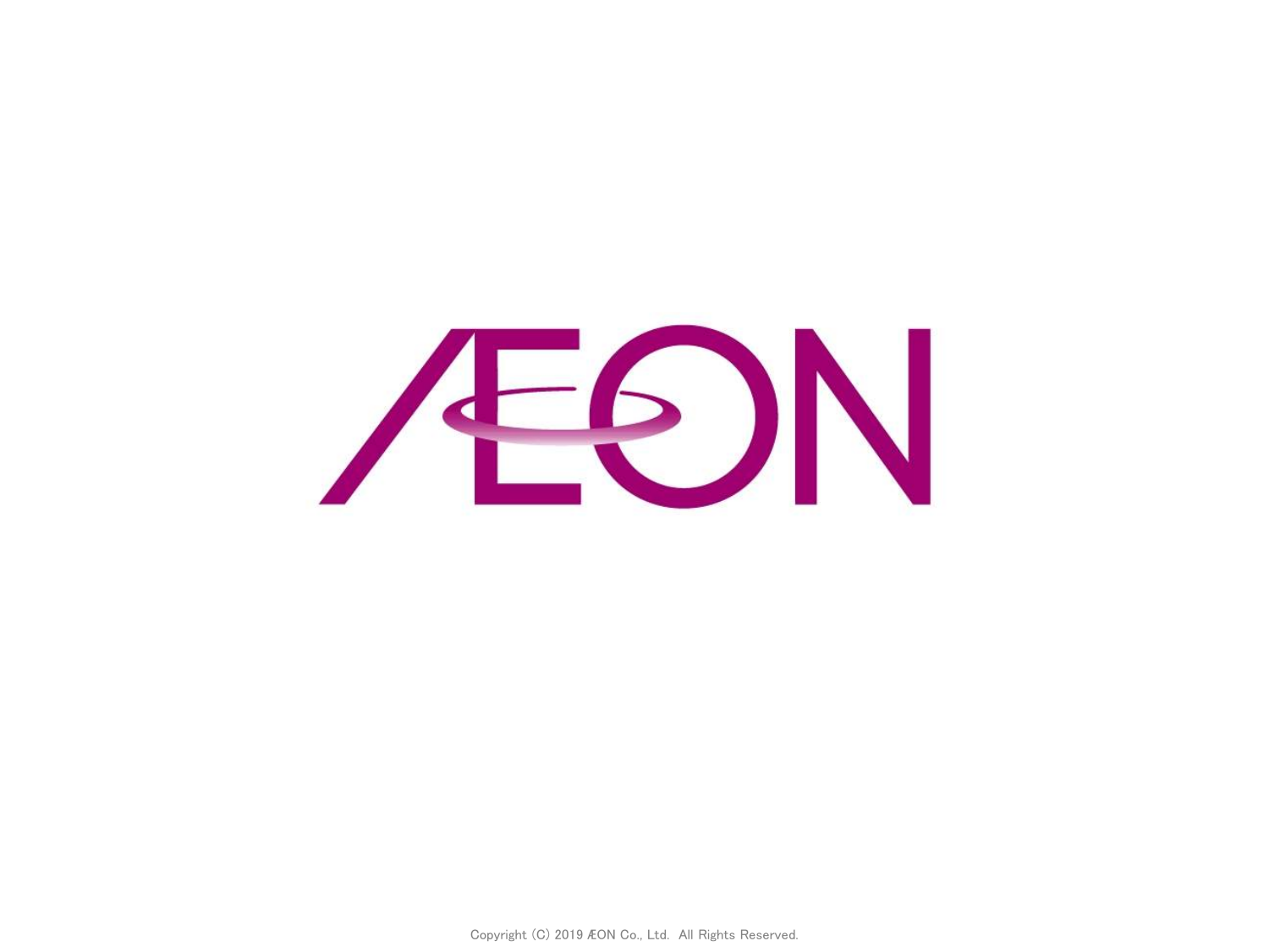ÆON

Copyright (C) 2019 ÆON Co., Ltd. All Rights Reserved.